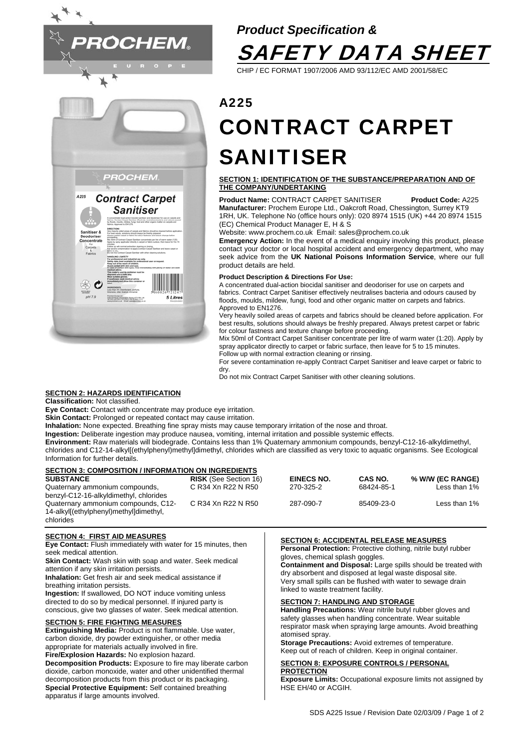PRÓCHEM EUROPE

*Product Specification &*

# SAFETY DATA SHEET

CHIP / EC FORMAT 1907/2006 AMD 93/112/EC AMD 2001/58/EC

## A225

# CONTRACT CARPET SANITISER

**SECTION 1: IDENTIFICATION OF THE SUBSTANCE/PREPARATION AND OF THE COMPANY/UNDERTAKING**

**Product Name:** CONTRACT CARPET SANITISER **Product Code:** A225

**Manufacturer:** Prochem Europe Ltd., Oakcroft Road, Chessington, Surrey KT9 1RH, UK. Telephone No (office hours only): 020 8974 1515 (UK) +44 20 8974 1515 (EC) Chemical Product Manager E, H & S

Website: www.prochem.co.uk Email: sales@prochem.co.uk

**Emergency Action:** In the event of a medical enquiry involving this product, please contact your doctor or local hospital accident and emergency department, who may seek advice from the **UK National Poisons Information Service**, where our full product details are held.

**Product Description & Directions For Use:**

A concentrated dual-action biocidal sanitiser and deodoriser for use on carpets and fabrics. Contract Carpet Sanitiser effectively neutralises bacteria and odours caused by floods, moulds, mildew, fungi, food and other organic matter on carpets and fabrics. Approved to EN1276.

Very heavily soiled areas of carpets and fabrics should be cleaned before application. For best results, solutions should always be freshly prepared. Always pretest carpet or fabric for colour fastness and texture change before proceeding.

Mix 50ml of Contract Carpet Sanitiser concentrate per litre of warm water (1:20). Apply by spray applicator directly to carpet or fabric surface, then leave for 5 to 15 minutes. Follow up with normal extraction cleaning or rinsing.

For severe contamination re-apply Contract Carpet Sanitiser and leave carpet or fabric to dry.

Do not mix Contract Carpet Sanitiser with other cleaning solutions.

**SECTION 2: HAZARDS IDENTIFICATION**

**Classification:** Not classified.

**Eye Contact:** Contact with concentrate may produce eye irritation.

**Skin Contact:** Prolonged or repeated contact may cause irritation.

**Inhalation:** None expected. Breathing fine spray mists may cause temporary irritation of the nose and throat.

**Ingestion:** Deliberate ingestion may produce nausea, vomiting, internal irritation and possible systemic effects.

**Environment:** Raw materials will biodegrade. Contains less than 1% Quaternary ammonium compounds, benzyl-C12-16-alkyldimethyl, chlorides and C12-14-alkyl[(ethylphenyl)methyl]dimethyl, chlorides which are classified as very toxic to aquatic organisms. See Ecological Information for further details.

**SECTION 3: COMPOSITION / INFORMATION ON INGREDIENTS**

| SUBSTANCE | RISK (See Section 16) | EINECS NO. | CAS NO. | % W/W (EC RANGE) |
|---|---|---|---|---|
| Quaternary ammonium compounds, benzyl-C12-16-alkyldimethyl, chlorides | C R34 Xn R22 N R50 | 270-325-2 | 68424-85-1 | Less than 1% |
| Quaternary ammonium compounds, C12-14-alkyl[(ethylphenyl)methyl]dimethyl, chlorides | C R34 Xn R22 N R50 | 287-090-7 | 85409-23-0 | Less than 1% |

**SECTION 4: FIRST AID MEASURES**

**Eye Contact:** Flush immediately with water for 15 minutes, then seek medical attention.

**Skin Contact:** Wash skin with soap and water. Seek medical attention if any skin irritation persists.

**Inhalation:** Get fresh air and seek medical assistance if breathing irritation persists.

**Ingestion:** If swallowed, DO NOT induce vomiting unless directed to do so by medical personnel. If injured party is conscious, give two glasses of water. Seek medical attention.

**SECTION 5: FIRE FIGHTING MEASURES**

**Extinguishing Media:** Product is not flammable. Use water, carbon dioxide, dry powder extinguisher, or other media appropriate for materials actually involved in fire.

**Fire/Explosion Hazards:** No explosion hazard.

**Decomposition Products:** Exposure to fire may liberate carbon dioxide, carbon monoxide, water and other unidentified thermal decomposition products from this product or its packaging.

**Special Protective Equipment:** Self contained breathing apparatus if large amounts involved.

**SECTION 6: ACCIDENTAL RELEASE MEASURES**

**Personal Protection:** Protective clothing, nitrile butyl rubber gloves, chemical splash goggles.

**Containment and Disposal:** Large spills should be treated with dry absorbent and disposed at legal waste disposal site. Very small spills can be flushed with water to sewage drain linked to waste treatment facility.

**SECTION 7: HANDLING AND STORAGE**

**Handling Precautions:** Wear nitrile butyl rubber gloves and safety glasses when handling concentrate. Wear suitable respirator mask when spraying large amounts. Avoid breathing atomised spray.

**Storage Precautions:** Avoid extremes of temperature. Keep out of reach of children. Keep in original container.

**SECTION 8: EXPOSURE CONTROLS / PERSONAL PROTECTION**

**Exposure Limits:** Occupational exposure limits not assigned by HSE EH/40 or ACGIH.

SDS A225 Issue / Revision Date 02/03/09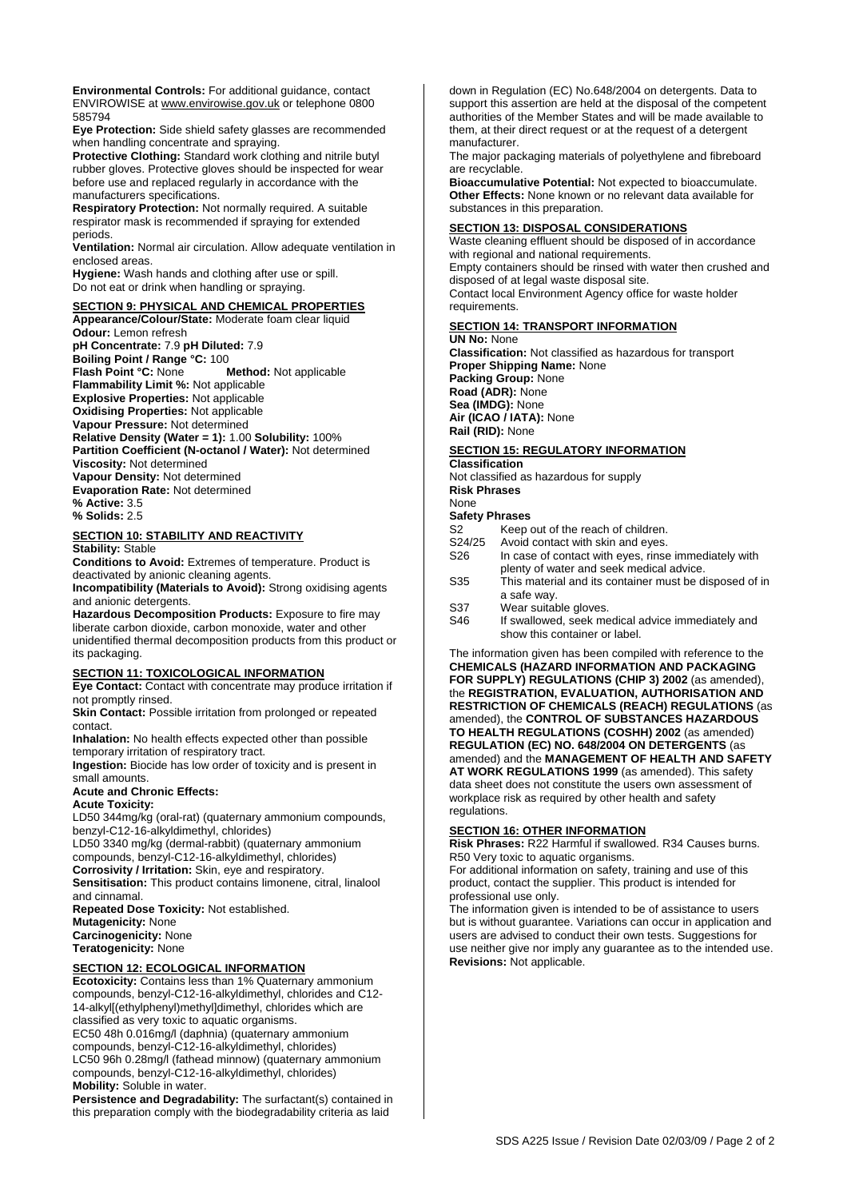**Environmental Controls:** For additional guidance, contact ENVIROWISE at www.envirowise.gov.uk or telephone 0800 585794

**Eye Protection:** Side shield safety glasses are recommended when handling concentrate and spraying.

**Protective Clothing:** Standard work clothing and nitrile butyl rubber gloves. Protective gloves should be inspected for wear before use and replaced regularly in accordance with the manufacturers specifications.

**Respiratory Protection:** Not normally required. A suitable respirator mask is recommended if spraying for extended periods.

**Ventilation:** Normal air circulation. Allow adequate ventilation in enclosed areas.

**Hygiene:** Wash hands and clothing after use or spill. Do not eat or drink when handling or spraying.

## SECTION 9: PHYSICAL AND CHEMICAL PROPERTIES

**Appearance/Colour/State:** Moderate foam clear liquid
**Odour:** Lemon refresh
**pH Concentrate:** 7.9 **pH Diluted:** 7.9
**Boiling Point / Range °C:** 100
**Flash Point °C:** None **Method:** Not applicable
**Flammability Limit %:** Not applicable
**Explosive Properties:** Not applicable
**Oxidising Properties:** Not applicable
**Vapour Pressure:** Not determined
**Relative Density (Water = 1):** 1.00 **Solubility:** 100%
**Partition Coefficient (N-octanol / Water):** Not determined
**Viscosity:** Not determined
**Vapour Density:** Not determined
**Evaporation Rate:** Not determined
**% Active:** 3.5
**% Solids:** 2.5

## SECTION 10: STABILITY AND REACTIVITY

**Stability:** Stable

**Conditions to Avoid:** Extremes of temperature. Product is deactivated by anionic cleaning agents.

**Incompatibility (Materials to Avoid):** Strong oxidising agents and anionic detergents.

**Hazardous Decomposition Products:** Exposure to fire may liberate carbon dioxide, carbon monoxide, water and other unidentified thermal decomposition products from this product or its packaging.

## SECTION 11: TOXICOLOGICAL INFORMATION

**Eye Contact:** Contact with concentrate may produce irritation if not promptly rinsed.

**Skin Contact:** Possible irritation from prolonged or repeated contact.

**Inhalation:** No health effects expected other than possible temporary irritation of respiratory tract.

**Ingestion:** Biocide has low order of toxicity and is present in small amounts.

**Acute and Chronic Effects:**

**Acute Toxicity:**

LD50 344mg/kg (oral-rat) (quaternary ammonium compounds, benzyl-C12-16-alkyldimethyl, chlorides)

LD50 3340 mg/kg (dermal-rabbit) (quaternary ammonium compounds, benzyl-C12-16-alkyldimethyl, chlorides)

**Corrosivity / Irritation:** Skin, eye and respiratory.

**Sensitisation:** This product contains limonene, citral, linalool and cinnamal.

**Repeated Dose Toxicity:** Not established.
**Mutagenicity:** None
**Carcinogenicity:** None
**Teratogenicity:** None

## SECTION 12: ECOLOGICAL INFORMATION

**Ecotoxicity:** Contains less than 1% Quaternary ammonium compounds, benzyl-C12-16-alkyldimethyl, chlorides and C12-14-alkyl[(ethylphenyl)methyl]dimethyl, chlorides which are classified as very toxic to aquatic organisms.

EC50 48h 0.016mg/l (daphnia) (quaternary ammonium compounds, benzyl-C12-16-alkyldimethyl, chlorides)

LC50 96h 0.28mg/l (fathead minnow) (quaternary ammonium compounds, benzyl-C12-16-alkyldimethyl, chlorides)

**Mobility:** Soluble in water.

**Persistence and Degradability:** The surfactant(s) contained in this preparation comply with the biodegradability criteria as laid down in Regulation (EC) No.648/2004 on detergents. Data to support this assertion are held at the disposal of the competent authorities of the Member States and will be made available to them, at their direct request or at the request of a detergent manufacturer.

The major packaging materials of polyethylene and fibreboard are recyclable.

**Bioaccumulative Potential:** Not expected to bioaccumulate.

**Other Effects:** None known or no relevant data available for substances in this preparation.

## SECTION 13: DISPOSAL CONSIDERATIONS

Waste cleaning effluent should be disposed of in accordance with regional and national requirements.

Empty containers should be rinsed with water then crushed and disposed of at legal waste disposal site.

Contact local Environment Agency office for waste holder requirements.

## SECTION 14: TRANSPORT INFORMATION

**UN No:** None
**Classification:** Not classified as hazardous for transport
**Proper Shipping Name:** None
**Packing Group:** None
**Road (ADR):** None
**Sea (IMDG):** None
**Air (ICAO / IATA):** None
**Rail (RID):** None

## SECTION 15: REGULATORY INFORMATION

**Classification**

Not classified as hazardous for supply

**Risk Phrases**

None

**Safety Phrases**

| | |
|---|---|
| S2 | Keep out of the reach of children. |
| S24/25 | Avoid contact with skin and eyes. |
| S26 | In case of contact with eyes, rinse immediately with plenty of water and seek medical advice. |
| S35 | This material and its container must be disposed of in a safe way. |
| S37 | Wear suitable gloves. |
| S46 | If swallowed, seek medical advice immediately and show this container or label. |

The information given has been compiled with reference to the **CHEMICALS (HAZARD INFORMATION AND PACKAGING FOR SUPPLY) REGULATIONS (CHIP 3) 2002** (as amended), the **REGISTRATION, EVALUATION, AUTHORISATION AND RESTRICTION OF CHEMICALS (REACH) REGULATIONS** (as amended), the **CONTROL OF SUBSTANCES HAZARDOUS TO HEALTH REGULATIONS (COSHH) 2002** (as amended) **REGULATION (EC) NO. 648/2004 ON DETERGENTS** (as amended) and the **MANAGEMENT OF HEALTH AND SAFETY AT WORK REGULATIONS 1999** (as amended). This safety data sheet does not constitute the users own assessment of workplace risk as required by other health and safety regulations.

## SECTION 16: OTHER INFORMATION

**Risk Phrases:** R22 Harmful if swallowed. R34 Causes burns. R50 Very toxic to aquatic organisms.

For additional information on safety, training and use of this product, contact the supplier. This product is intended for professional use only.

The information given is intended to be of assistance to users but is without guarantee. Variations can occur in application and users are advised to conduct their own tests. Suggestions for use neither give nor imply any guarantee as to the intended use.

**Revisions:** Not applicable.